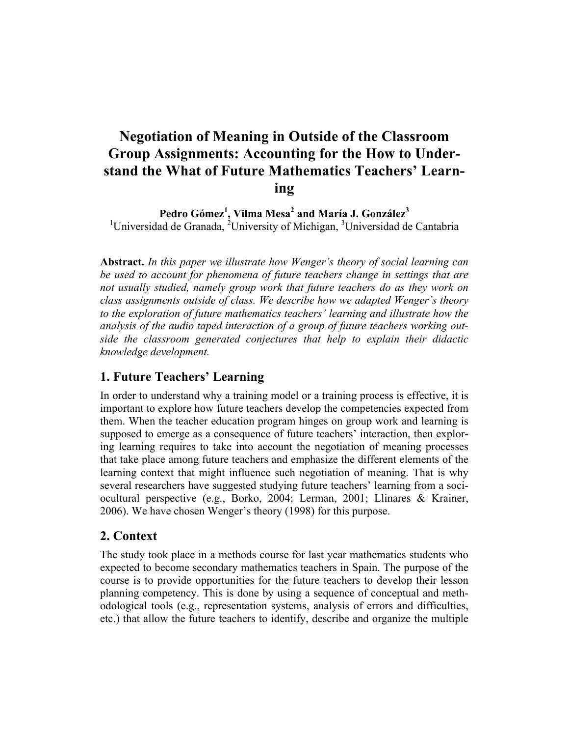# Negotiation of Meaning in Outside of the Classroom Group Assignments: Accounting for the How to Understand the What of Future Mathematics Teachers' Learning

**Pedro Gómez[1], Vilma Mesa[2] and María J. González[3]**
[1]Universidad de Granada, [2]University of Michigan, [3]Universidad de Cantabria

**Abstract.** *In this paper we illustrate how Wenger's theory of social learning can be used to account for phenomena of future teachers change in settings that are not usually studied, namely group work that future teachers do as they work on class assignments outside of class. We describe how we adapted Wenger's theory to the exploration of future mathematics teachers' learning and illustrate how the analysis of the audio taped interaction of a group of future teachers working outside the classroom generated conjectures that help to explain their didactic knowledge development.*

## 1. Future Teachers' Learning

In order to understand why a training model or a training process is effective, it is important to explore how future teachers develop the competencies expected from them. When the teacher education program hinges on group work and learning is supposed to emerge as a consequence of future teachers' interaction, then exploring learning requires to take into account the negotiation of meaning processes that take place among future teachers and emphasize the different elements of the learning context that might influence such negotiation of meaning. That is why several researchers have suggested studying future teachers' learning from a sociocultural perspective (e.g., Borko, 2004; Lerman, 2001; Llinares & Krainer, 2006). We have chosen Wenger's theory (1998) for this purpose.

## 2. Context

The study took place in a methods course for last year mathematics students who expected to become secondary mathematics teachers in Spain. The purpose of the course is to provide opportunities for the future teachers to develop their lesson planning competency. This is done by using a sequence of conceptual and methodological tools (e.g., representation systems, analysis of errors and difficulties, etc.) that allow the future teachers to identify, describe and organize the multiple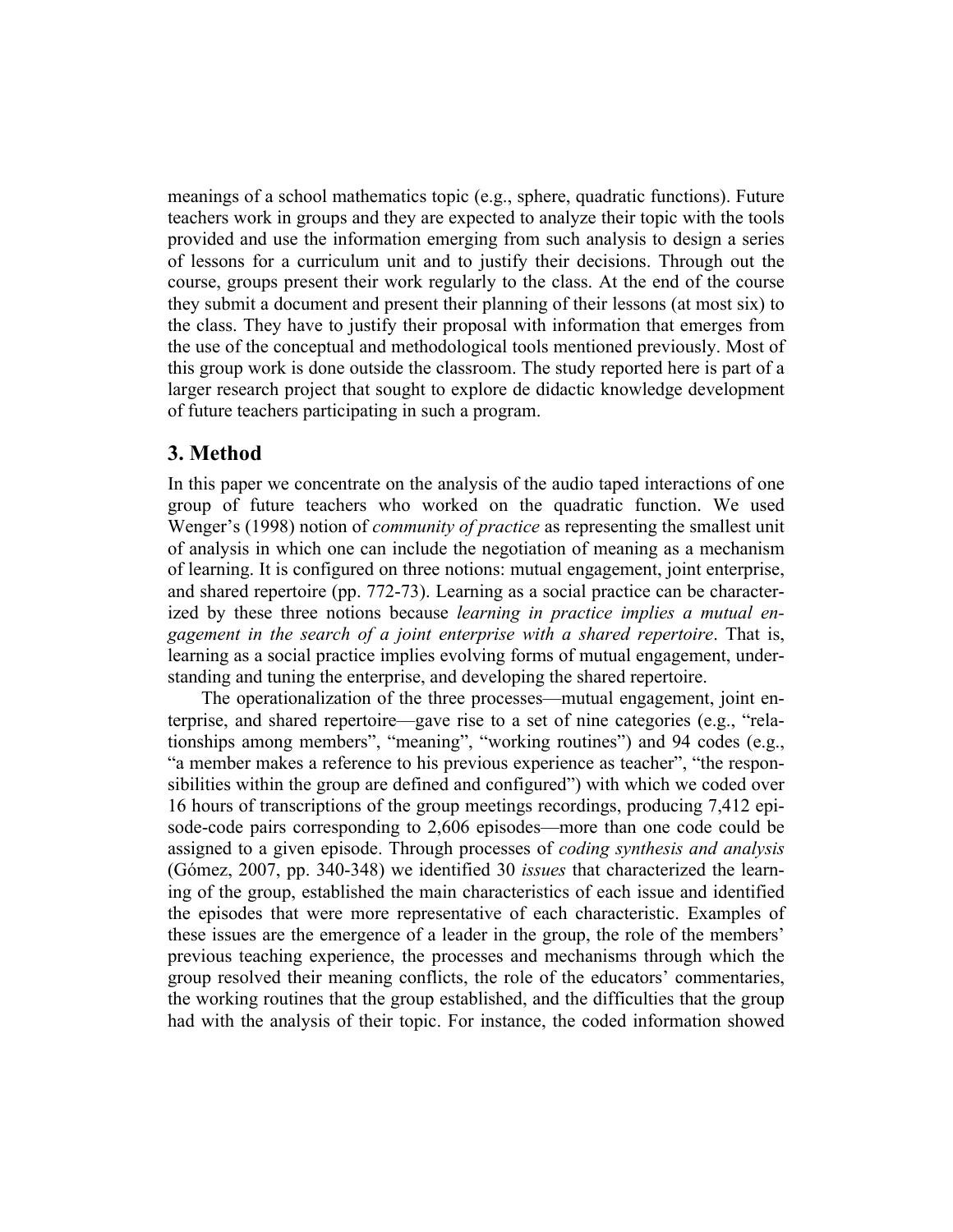meanings of a school mathematics topic (e.g., sphere, quadratic functions). Future teachers work in groups and they are expected to analyze their topic with the tools provided and use the information emerging from such analysis to design a series of lessons for a curriculum unit and to justify their decisions. Through out the course, groups present their work regularly to the class. At the end of the course they submit a document and present their planning of their lessons (at most six) to the class. They have to justify their proposal with information that emerges from the use of the conceptual and methodological tools mentioned previously. Most of this group work is done outside the classroom. The study reported here is part of a larger research project that sought to explore de didactic knowledge development of future teachers participating in such a program.

## 3. Method

In this paper we concentrate on the analysis of the audio taped interactions of one group of future teachers who worked on the quadratic function. We used Wenger's (1998) notion of *community of practice* as representing the smallest unit of analysis in which one can include the negotiation of meaning as a mechanism of learning. It is configured on three notions: mutual engagement, joint enterprise, and shared repertoire (pp. 772-73). Learning as a social practice can be characterized by these three notions because *learning in practice implies a mutual engagement in the search of a joint enterprise with a shared repertoire*. That is, learning as a social practice implies evolving forms of mutual engagement, understanding and tuning the enterprise, and developing the shared repertoire.

The operationalization of the three processes—mutual engagement, joint enterprise, and shared repertoire—gave rise to a set of nine categories (e.g., "relationships among members", "meaning", "working routines") and 94 codes (e.g., "a member makes a reference to his previous experience as teacher", "the responsibilities within the group are defined and configured") with which we coded over 16 hours of transcriptions of the group meetings recordings, producing 7,412 episode-code pairs corresponding to 2,606 episodes—more than one code could be assigned to a given episode. Through processes of *coding synthesis and analysis* (Gómez, 2007, pp. 340-348) we identified 30 *issues* that characterized the learning of the group, established the main characteristics of each issue and identified the episodes that were more representative of each characteristic. Examples of these issues are the emergence of a leader in the group, the role of the members' previous teaching experience, the processes and mechanisms through which the group resolved their meaning conflicts, the role of the educators' commentaries, the working routines that the group established, and the difficulties that the group had with the analysis of their topic. For instance, the coded information showed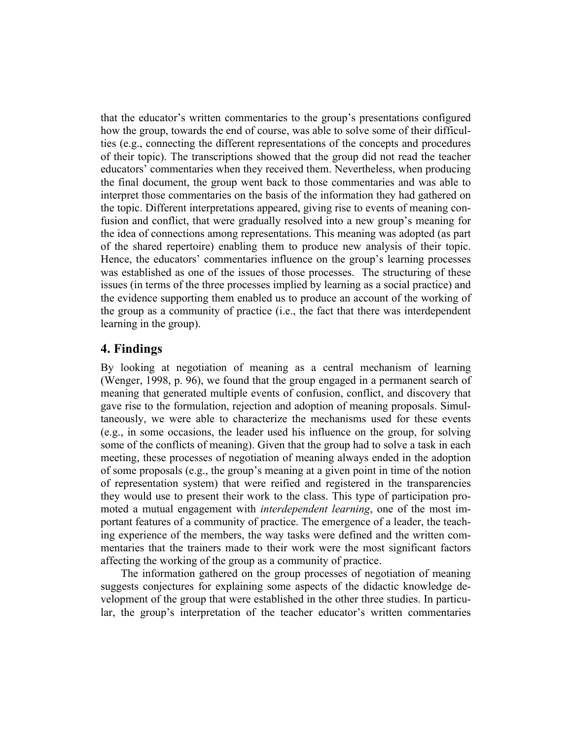that the educator's written commentaries to the group's presentations configured how the group, towards the end of course, was able to solve some of their difficulties (e.g., connecting the different representations of the concepts and procedures of their topic). The transcriptions showed that the group did not read the teacher educators' commentaries when they received them. Nevertheless, when producing the final document, the group went back to those commentaries and was able to interpret those commentaries on the basis of the information they had gathered on the topic. Different interpretations appeared, giving rise to events of meaning confusion and conflict, that were gradually resolved into a new group's meaning for the idea of connections among representations. This meaning was adopted (as part of the shared repertoire) enabling them to produce new analysis of their topic. Hence, the educators' commentaries influence on the group's learning processes was established as one of the issues of those processes. The structuring of these issues (in terms of the three processes implied by learning as a social practice) and the evidence supporting them enabled us to produce an account of the working of the group as a community of practice (i.e., the fact that there was interdependent learning in the group).

## 4. Findings

By looking at negotiation of meaning as a central mechanism of learning (Wenger, 1998, p. 96), we found that the group engaged in a permanent search of meaning that generated multiple events of confusion, conflict, and discovery that gave rise to the formulation, rejection and adoption of meaning proposals. Simultaneously, we were able to characterize the mechanisms used for these events (e.g., in some occasions, the leader used his influence on the group, for solving some of the conflicts of meaning). Given that the group had to solve a task in each meeting, these processes of negotiation of meaning always ended in the adoption of some proposals (e.g., the group's meaning at a given point in time of the notion of representation system) that were reified and registered in the transparencies they would use to present their work to the class. This type of participation promoted a mutual engagement with *interdependent learning*, one of the most important features of a community of practice. The emergence of a leader, the teaching experience of the members, the way tasks were defined and the written commentaries that the trainers made to their work were the most significant factors affecting the working of the group as a community of practice.

The information gathered on the group processes of negotiation of meaning suggests conjectures for explaining some aspects of the didactic knowledge development of the group that were established in the other three studies. In particular, the group's interpretation of the teacher educator's written commentaries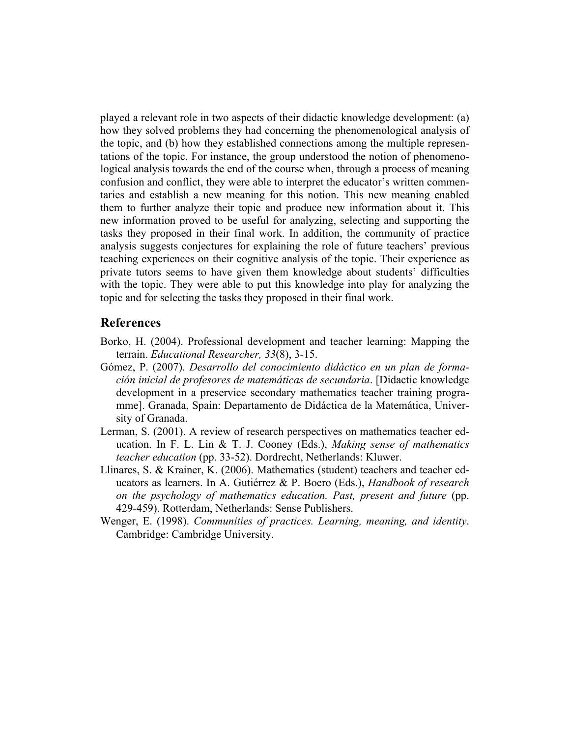played a relevant role in two aspects of their didactic knowledge development: (a) how they solved problems they had concerning the phenomenological analysis of the topic, and (b) how they established connections among the multiple representations of the topic. For instance, the group understood the notion of phenomenological analysis towards the end of the course when, through a process of meaning confusion and conflict, they were able to interpret the educator's written commentaries and establish a new meaning for this notion. This new meaning enabled them to further analyze their topic and produce new information about it. This new information proved to be useful for analyzing, selecting and supporting the tasks they proposed in their final work. In addition, the community of practice analysis suggests conjectures for explaining the role of future teachers' previous teaching experiences on their cognitive analysis of the topic. Their experience as private tutors seems to have given them knowledge about students' difficulties with the topic. They were able to put this knowledge into play for analyzing the topic and for selecting the tasks they proposed in their final work.

## References

Borko, H. (2004). Professional development and teacher learning: Mapping the terrain. *Educational Researcher, 33*(8), 3-15.

Gómez, P. (2007). *Desarrollo del conocimiento didáctico en un plan de formación inicial de profesores de matemáticas de secundaria*. [Didactic knowledge development in a preservice secondary mathematics teacher training programme]. Granada, Spain: Departamento de Didáctica de la Matemática, University of Granada.

Lerman, S. (2001). A review of research perspectives on mathematics teacher education. In F. L. Lin & T. J. Cooney (Eds.), *Making sense of mathematics teacher education* (pp. 33-52). Dordrecht, Netherlands: Kluwer.

Llinares, S. & Krainer, K. (2006). Mathematics (student) teachers and teacher educators as learners. In A. Gutiérrez & P. Boero (Eds.), *Handbook of research on the psychology of mathematics education. Past, present and future* (pp. 429-459). Rotterdam, Netherlands: Sense Publishers.

Wenger, E. (1998). *Communities of practices. Learning, meaning, and identity*. Cambridge: Cambridge University.